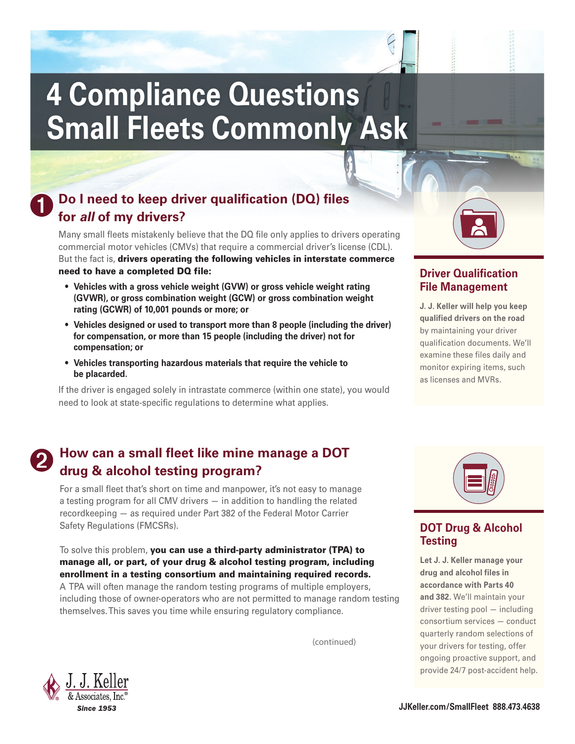# 4 Compliance Questions Small Fleets Commonly Ask

## 1 Do I need to keep driver qualification (DQ) files for *all* of my drivers?

Many small fleets mistakenly believe that the DQ file only applies to drivers operating commercial motor vehicles (CMVs) that require a commercial driver's license (CDL). But the fact is, **drivers operating the following vehicles in interstate commerce need to have a completed DQ file:**

- **Vehicles with a gross vehicle weight (GVW) or gross vehicle weight rating (GVWR), or gross combination weight (GCW) or gross combination weight rating (GCWR) of 10,001 pounds or more; or**
- **Vehicles designed or used to transport more than 8 people (including the driver) for compensation, or more than 15 people (including the driver) not for compensation; or**
- **Vehicles transporting hazardous materials that require the vehicle to be placarded.**

If the driver is engaged solely in intrastate commerce (within one state), you would need to look at state-specific regulations to determine what applies.

### Driver Qualification File Management

**J. J. Keller will help you keep qualified drivers on the road** by maintaining your driver qualification documents. We'll examine these files daily and monitor expiring items, such as licenses and MVRs.

## 2 How can a small fleet like mine manage a DOT drug & alcohol testing program?

For a small fleet that's short on time and manpower, it's not easy to manage a testing program for all CMV drivers — in addition to handling the related recordkeeping — as required under Part 382 of the Federal Motor Carrier Safety Regulations (FMCSRs).

To solve this problem, **you can use a third-party administrator (TPA) to manage all, or part, of your drug & alcohol testing program, including enrollment in a testing consortium and maintaining required records.** A TPA will often manage the random testing programs of multiple employers, including those of owner-operators who are not permitted to manage random testing themselves. This saves you time while ensuring regulatory compliance.

(continued)

### DOT Drug & Alcohol Testing

**Let J. J. Keller manage your drug and alcohol files in accordance with Parts 40 and 382.** We'll maintain your driver testing pool — including consortium services — conduct quarterly random selections of your drivers for testing, offer ongoing proactive support, and provide 24/7 post-accident help.

J. J. Keller & Associates, Inc.® Since 1953

JJKeller.com/SmallFleet 888.473.4638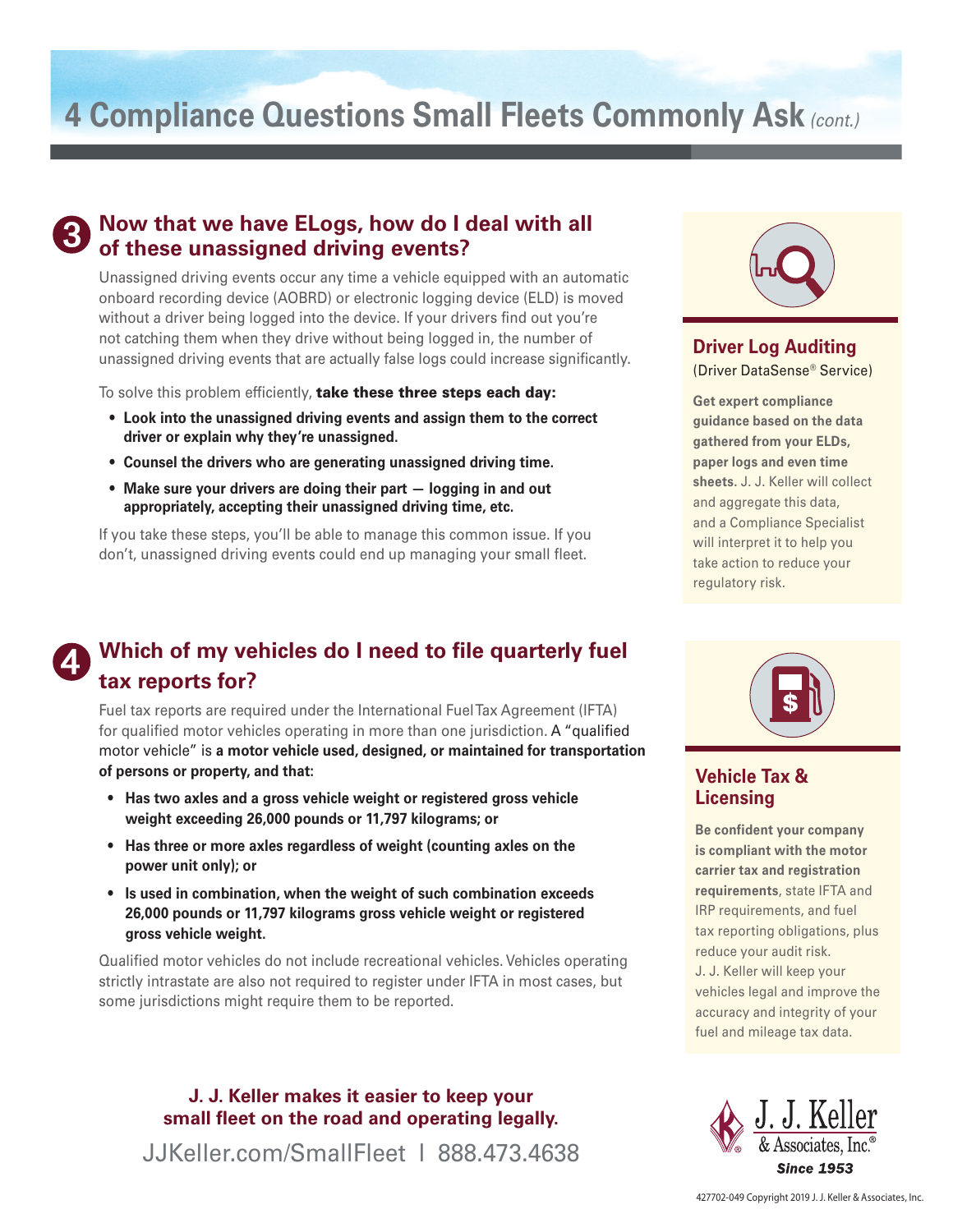# 4 Compliance Questions Small Fleets Commonly Ask *(cont.)*

## 3 Now that we have ELogs, how do I deal with all of these unassigned driving events?

Unassigned driving events occur any time a vehicle equipped with an automatic onboard recording device (AOBRD) or electronic logging device (ELD) is moved without a driver being logged into the device. If your drivers find out you're not catching them when they drive without being logged in, the number of unassigned driving events that are actually false logs could increase significantly.

To solve this problem efficiently, **take these three steps each day:**

- **Look into the unassigned driving events and assign them to the correct driver or explain why they're unassigned.**
- **Counsel the drivers who are generating unassigned driving time.**
- **Make sure your drivers are doing their part — logging in and out appropriately, accepting their unassigned driving time, etc.**

If you take these steps, you'll be able to manage this common issue. If you don't, unassigned driving events could end up managing your small fleet.

### Driver Log Auditing

(Driver DataSense® Service)

**Get expert compliance guidance based on the data gathered from your ELDs, paper logs and even time sheets.** J. J. Keller will collect and aggregate this data, and a Compliance Specialist will interpret it to help you take action to reduce your regulatory risk.

## 4 Which of my vehicles do I need to file quarterly fuel tax reports for?

Fuel tax reports are required under the International Fuel Tax Agreement (IFTA) for qualified motor vehicles operating in more than one jurisdiction. A "qualified motor vehicle" is **a motor vehicle used, designed, or maintained for transportation of persons or property, and that:**

- **Has two axles and a gross vehicle weight or registered gross vehicle weight exceeding 26,000 pounds or 11,797 kilograms; or**
- **Has three or more axles regardless of weight (counting axles on the power unit only); or**
- **Is used in combination, when the weight of such combination exceeds 26,000 pounds or 11,797 kilograms gross vehicle weight or registered gross vehicle weight.**

Qualified motor vehicles do not include recreational vehicles. Vehicles operating strictly intrastate are also not required to register under IFTA in most cases, but some jurisdictions might require them to be reported.

### Vehicle Tax & Licensing

**Be confident your company is compliant with the motor carrier tax and registration requirements**, state IFTA and IRP requirements, and fuel tax reporting obligations, plus reduce your audit risk. J. J. Keller will keep your vehicles legal and improve the accuracy and integrity of your fuel and mileage tax data.

**J. J. Keller makes it easier to keep your small fleet on the road and operating legally.**

JJKeller.com/SmallFleet | 888.473.4638

J. J. Keller & Associates, Inc.® *Since 1953*

427702-049 Copyright 2019 J. J. Keller & Associates, Inc.